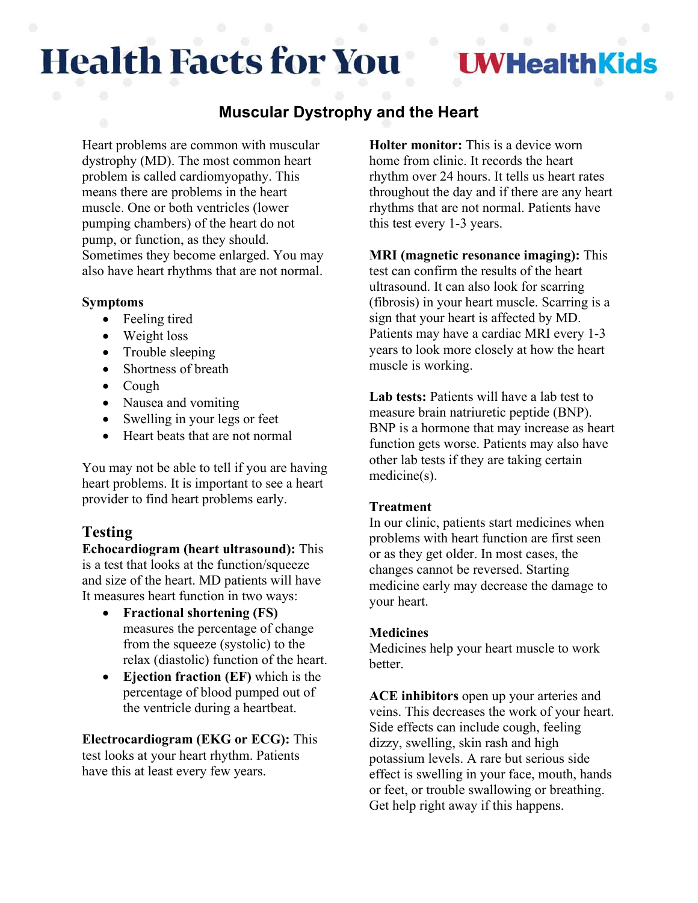# Health Facts for You

UWHealthKids

## Muscular Dystrophy and the Heart

Heart problems are common with muscular dystrophy (MD). The most common heart problem is called cardiomyopathy. This means there are problems in the heart muscle. One or both ventricles (lower pumping chambers) of the heart do not pump, or function, as they should. Sometimes they become enlarged. You may also have heart rhythms that are not normal.

**Symptoms**

- Feeling tired
- Weight loss
- Trouble sleeping
- Shortness of breath
- Cough
- Nausea and vomiting
- Swelling in your legs or feet
- Heart beats that are not normal

You may not be able to tell if you are having heart problems. It is important to see a heart provider to find heart problems early.

### Testing

**Echocardiogram (heart ultrasound):** This is a test that looks at the function/squeeze and size of the heart. MD patients will have It measures heart function in two ways:

- **Fractional shortening (FS)** measures the percentage of change from the squeeze (systolic) to the relax (diastolic) function of the heart.
- **Ejection fraction (EF)** which is the percentage of blood pumped out of the ventricle during a heartbeat.

**Electrocardiogram (EKG or ECG):** This test looks at your heart rhythm. Patients have this at least every few years.

**Holter monitor:** This is a device worn home from clinic. It records the heart rhythm over 24 hours. It tells us heart rates throughout the day and if there are any heart rhythms that are not normal. Patients have this test every 1-3 years.

**MRI (magnetic resonance imaging):** This test can confirm the results of the heart ultrasound. It can also look for scarring (fibrosis) in your heart muscle. Scarring is a sign that your heart is affected by MD. Patients may have a cardiac MRI every 1-3 years to look more closely at how the heart muscle is working.

**Lab tests:** Patients will have a lab test to measure brain natriuretic peptide (BNP). BNP is a hormone that may increase as heart function gets worse. Patients may also have other lab tests if they are taking certain medicine(s).

**Treatment**

In our clinic, patients start medicines when problems with heart function are first seen or as they get older. In most cases, the changes cannot be reversed. Starting medicine early may decrease the damage to your heart.

**Medicines**

Medicines help your heart muscle to work better.

**ACE inhibitors** open up your arteries and veins. This decreases the work of your heart. Side effects can include cough, feeling dizzy, swelling, skin rash and high potassium levels. A rare but serious side effect is swelling in your face, mouth, hands or feet, or trouble swallowing or breathing. Get help right away if this happens.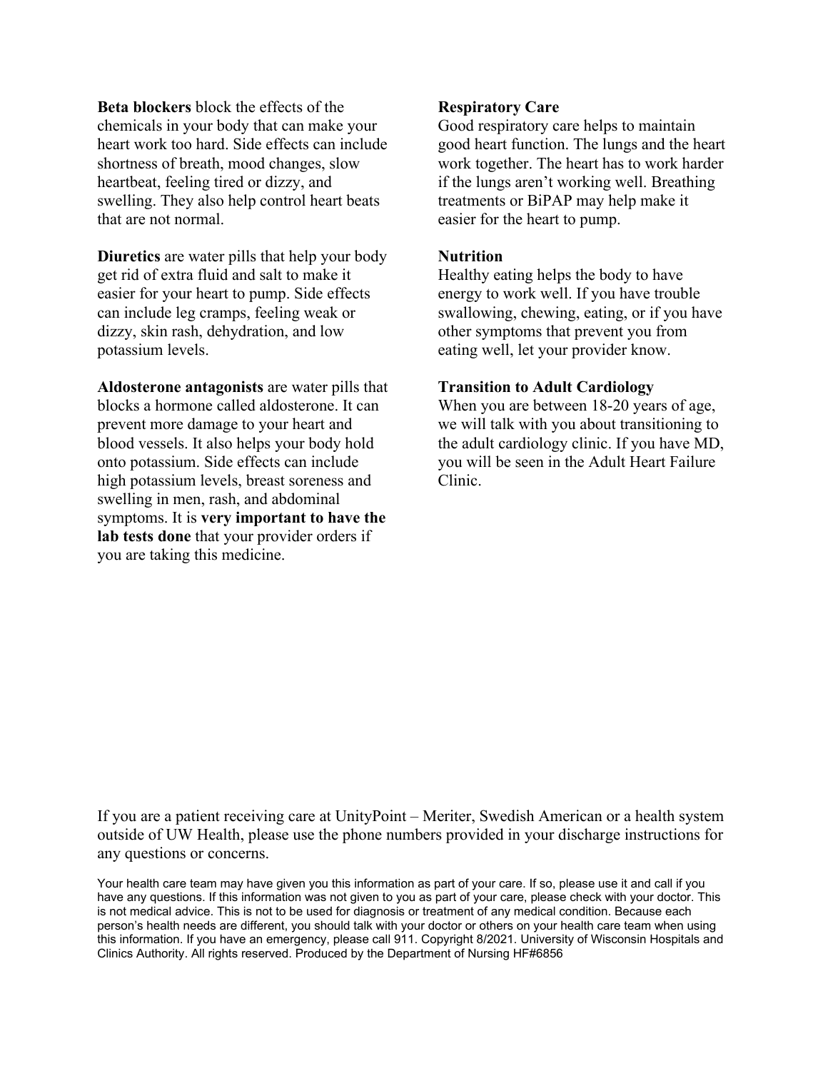**Beta blockers** block the effects of the chemicals in your body that can make your heart work too hard. Side effects can include shortness of breath, mood changes, slow heartbeat, feeling tired or dizzy, and swelling. They also help control heart beats that are not normal.

**Diuretics** are water pills that help your body get rid of extra fluid and salt to make it easier for your heart to pump. Side effects can include leg cramps, feeling weak or dizzy, skin rash, dehydration, and low potassium levels.

**Aldosterone antagonists** are water pills that blocks a hormone called aldosterone. It can prevent more damage to your heart and blood vessels. It also helps your body hold onto potassium. Side effects can include high potassium levels, breast soreness and swelling in men, rash, and abdominal symptoms. It is **very important to have the lab tests done** that your provider orders if you are taking this medicine.

**Respiratory Care**

Good respiratory care helps to maintain good heart function. The lungs and the heart work together. The heart has to work harder if the lungs aren't working well. Breathing treatments or BiPAP may help make it easier for the heart to pump.

**Nutrition**

Healthy eating helps the body to have energy to work well. If you have trouble swallowing, chewing, eating, or if you have other symptoms that prevent you from eating well, let your provider know.

**Transition to Adult Cardiology**

When you are between 18-20 years of age, we will talk with you about transitioning to the adult cardiology clinic. If you have MD, you will be seen in the Adult Heart Failure Clinic.

If you are a patient receiving care at UnityPoint – Meriter, Swedish American or a health system outside of UW Health, please use the phone numbers provided in your discharge instructions for any questions or concerns.

Your health care team may have given you this information as part of your care. If so, please use it and call if you have any questions. If this information was not given to you as part of your care, please check with your doctor. This is not medical advice. This is not to be used for diagnosis or treatment of any medical condition. Because each person's health needs are different, you should talk with your doctor or others on your health care team when using this information. If you have an emergency, please call 911. Copyright 8/2021. University of Wisconsin Hospitals and Clinics Authority. All rights reserved. Produced by the Department of Nursing HF#6856